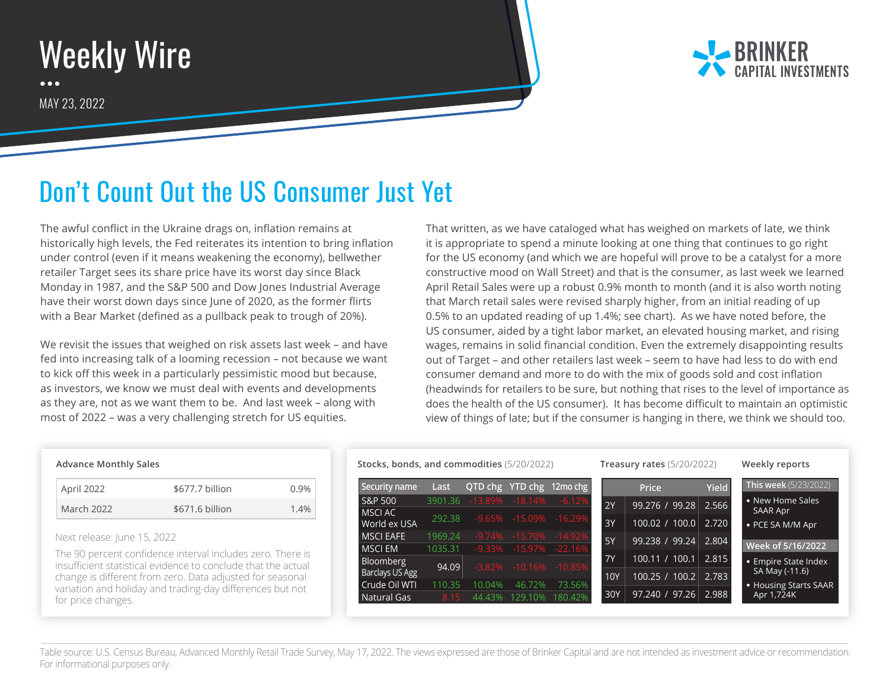# Weekly Wire

MAY 23, 2022

BRINKER CAPITAL INVESTMENTS

## Don't Count Out the US Consumer Just Yet

The awful conflict in the Ukraine drags on, inflation remains at historically high levels, the Fed reiterates its intention to bring inflation under control (even if it means weakening the economy), bellwether retailer Target sees its share price have its worst day since Black Monday in 1987, and the S&P 500 and Dow Jones Industrial Average have their worst down days since June of 2020, as the former flirts with a Bear Market (defined as a pullback peak to trough of 20%).

We revisit the issues that weighed on risk assets last week – and have fed into increasing talk of a looming recession – not because we want to kick off this week in a particularly pessimistic mood but because, as investors, we know we must deal with events and developments as they are, not as we want them to be. And last week – along with most of 2022 – was a very challenging stretch for US equities.

That written, as we have cataloged what has weighed on markets of late, we think it is appropriate to spend a minute looking at one thing that continues to go right for the US economy (and which we are hopeful will prove to be a catalyst for a more constructive mood on Wall Street) and that is the consumer, as last week we learned April Retail Sales were up a robust 0.9% month to month (and it is also worth noting that March retail sales were revised sharply higher, from an initial reading of up 0.5% to an updated reading of up 1.4%; see chart). As we have noted before, the US consumer, aided by a tight labor market, an elevated housing market, and rising wages, remains in solid financial condition. Even the extremely disappointing results out of Target – and other retailers last week – seem to have had less to do with end consumer demand and more to do with the mix of goods sold and cost inflation (headwinds for retailers to be sure, but nothing that rises to the level of importance as does the health of the US consumer). It has become difficult to maintain an optimistic view of things of late; but if the consumer is hanging in there, we think we should too.

**Advance Monthly Sales**

| | | |
|---|---|---|
| April 2022 | $677.7 billion | 0.9% |
| March 2022 | $671.6 billion | 1.4% |

Next release: June 15, 2022

The 90 percent confidence interval includes zero. There is insufficient statistical evidence to conclude that the actual change is different from zero. Data adjusted for seasonal variation and holiday and trading-day differences but not for price changes.

**Stocks, bonds, and commodities** (5/20/2022)

| Security name | Last | QTD chg | YTD chg | 12mo chg |
|---|---|---|---|---|
| S&P 500 | 3901.36 | -13.89% | -18.14% | -6.12% |
| MSCI AC World ex USA | 292.38 | -9.65% | -15.09% | -16.29% |
| MSCI EAFE | 1969.24 | -9.74% | -15.70% | -14.92% |
| MSCI EM | 1035.31 | -9.33% | -15.97% | -22.16% |
| Bloomberg Barclays US Agg | 94.09 | -3.82% | -10.16% | -10.85% |
| Crude Oil WTI | 110.35 | 10.04% | 46.72% | 73.56% |
| Natural Gas | 8.15 | 44.43% | 129.10% | 180.42% |

**Treasury rates** (5/20/2022)

| | Price | Yield |
|---|---|---|
| 2Y | 99.276 / 99.28 | 2.566 |
| 3Y | 100.02 / 100.0 | 2.720 |
| 5Y | 99.238 / 99.24 | 2.804 |
| 7Y | 100.11 / 100.1 | 2.815 |
| 10Y | 100.25 / 100.2 | 2.783 |
| 30Y | 97.240 / 97.26 | 2.988 |

**Weekly reports**

**This week** (5/23/2022)

- New Home Sales SAAR Apr
- PCE SA M/M Apr

**Week of 5/16/2022**

- Empire State Index SA May (-11.6)
- Housing Starts SAAR Apr 1,724K

Table source: U.S. Census Bureau, Advanced Monthly Retail Trade Survey, May 17, 2022. The views expressed are those of Brinker Capital and are not intended as investment advice or recommendation. For informational purposes only.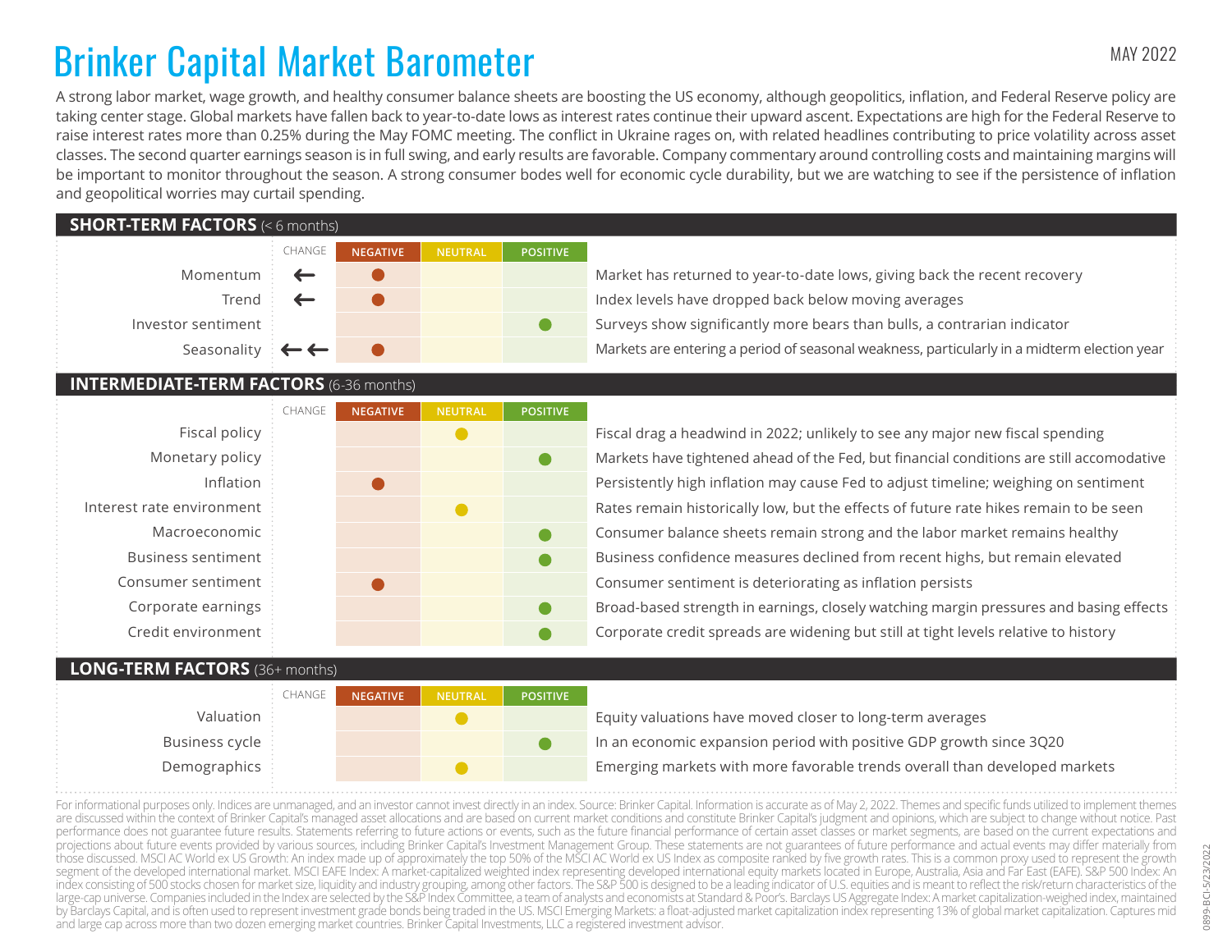# Brinker Capital Market Barometer

MAY 2022

A strong labor market, wage growth, and healthy consumer balance sheets are boosting the US economy, although geopolitics, inflation, and Federal Reserve policy are taking center stage. Global markets have fallen back to year-to-date lows as interest rates continue their upward ascent. Expectations are high for the Federal Reserve to raise interest rates more than 0.25% during the May FOMC meeting. The conflict in Ukraine rages on, with related headlines contributing to price volatility across asset classes. The second quarter earnings season is in full swing, and early results are favorable. Company commentary around controlling costs and maintaining margins will be important to monitor throughout the season. A strong consumer bodes well for economic cycle durability, but we are watching to see if the persistence of inflation and geopolitical worries may curtail spending.

## SHORT-TERM FACTORS (< 6 months)

| | CHANGE | NEGATIVE | NEUTRAL | POSITIVE | |
|---|---|---|---|---|---|
| Momentum | ← | ● | | | Market has returned to year-to-date lows, giving back the recent recovery |
| Trend | ← | ● | | | Index levels have dropped back below moving averages |
| Investor sentiment | | | | ● | Surveys show significantly more bears than bulls, a contrarian indicator |
| Seasonality | ←← | ● | | | Markets are entering a period of seasonal weakness, particularly in a midterm election year |

## INTERMEDIATE-TERM FACTORS (6-36 months)

| | CHANGE | NEGATIVE | NEUTRAL | POSITIVE | |
|---|---|---|---|---|---|
| Fiscal policy | | | ● | | Fiscal drag a headwind in 2022; unlikely to see any major new fiscal spending |
| Monetary policy | | | | ● | Markets have tightened ahead of the Fed, but financial conditions are still accomodative |
| Inflation | | ● | | | Persistently high inflation may cause Fed to adjust timeline; weighing on sentiment |
| Interest rate environment | | | ● | | Rates remain historically low, but the effects of future rate hikes remain to be seen |
| Macroeconomic | | | | ● | Consumer balance sheets remain strong and the labor market remains healthy |
| Business sentiment | | | | ● | Business confidence measures declined from recent highs, but remain elevated |
| Consumer sentiment | | ● | | | Consumer sentiment is deteriorating as inflation persists |
| Corporate earnings | | | | ● | Broad-based strength in earnings, closely watching margin pressures and basing effects |
| Credit environment | | | | ● | Corporate credit spreads are widening but still at tight levels relative to history |

## LONG-TERM FACTORS (36+ months)

| | CHANGE | NEGATIVE | NEUTRAL | POSITIVE | |
|---|---|---|---|---|---|
| Valuation | | | ● | | Equity valuations have moved closer to long-term averages |
| Business cycle | | | | ● | In an economic expansion period with positive GDP growth since 3Q20 |
| Demographics | | | ● | | Emerging markets with more favorable trends overall than developed markets |

For informational purposes only. Indices are unmanaged, and an investor cannot invest directly in an index. Source: Brinker Capital. Information is accurate as of May 2, 2022. Themes and specific funds utilized to implement themes are discussed within the context of Brinker Capital's managed asset allocations and are based on current market conditions and constitute Brinker Capital's judgment and opinions, which are subject to change without notice. Past performance does not guarantee future results. Statements referring to future actions or events, such as the future financial performance of certain asset classes or market segments, are based on the current expectations and projections about future events provided by various sources, including Brinker Capital's Investment Management Group. These statements are not guarantees of future performance and actual events may differ materially from those discussed. MSCI AC World ex US Growth: An index made up of approximately the top 50% of the MSCI AC World ex US Index as composite ranked by five growth rates. This is a common proxy used to represent the growth segment of the developed international market. MSCI EAFE Index: A market-capitalized weighted index representing developed international equity markets located in Europe, Australia, Asia and Far East (EAFE). S&P 500 Index: An index consisting of 500 stocks chosen for market size, liquidity and industry grouping, among other factors. The S&P 500 is designed to be a leading indicator of U.S. equities and is meant to reflect the risk/return characteristics of the large-cap universe. Companies included in the Index are selected by the S&P Index Committee, a team of analysts and economists at Standard & Poor's. Barclays US Aggregate Index: A market capitalization-weighed index, maintained by Barclays Capital, and is often used to represent investment grade bonds being traded in the US. MSCI Emerging Markets: a float-adjusted market capitalization index representing 13% of global market capitalization. Captures mid and large cap across more than two dozen emerging market countries. Brinker Capital Investments, LLC a registered investment advisor.

0899-BCI-5/23/2022